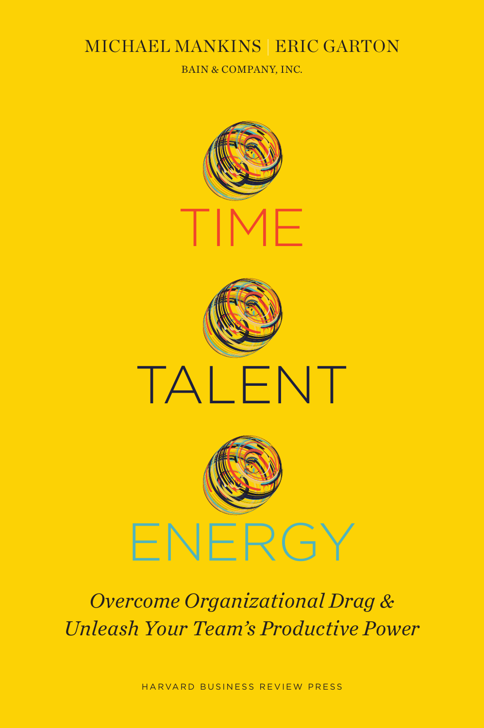MICHAEL MANKINS | ERIC GARTON

BAIN & COMPANY, INC.

# TIME

# TALENT

# ENERGY

*Overcome Organizational Drag & Unleash Your Team's Productive Power*

HARVARD BUSINESS REVIEW PRESS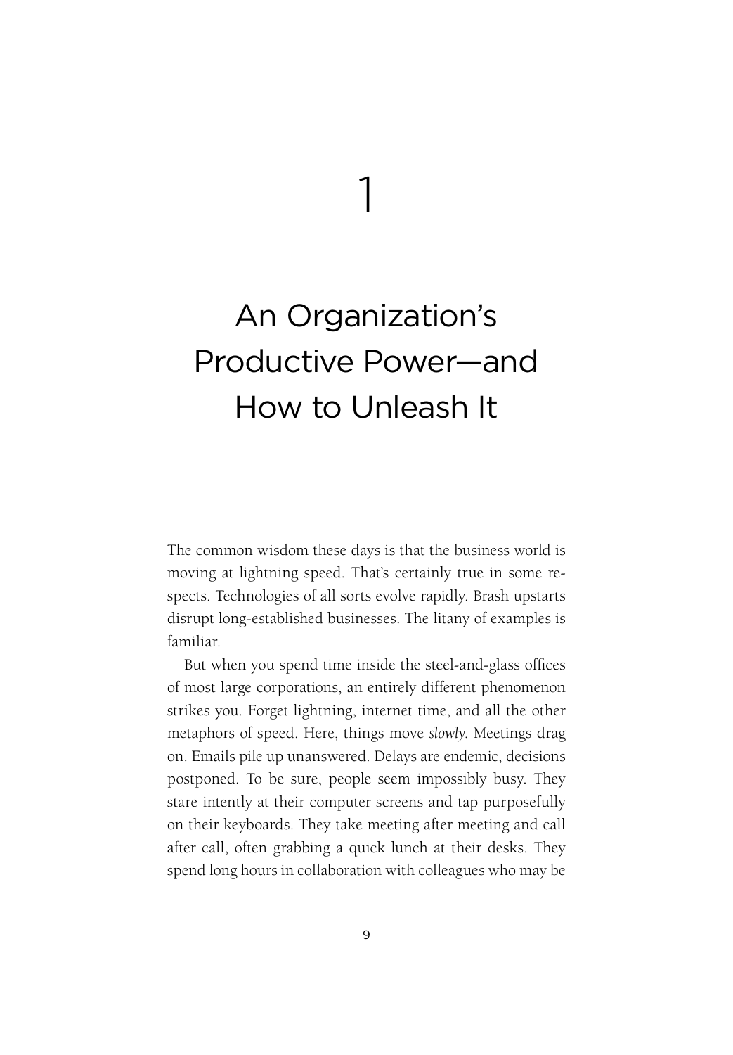# 1

# An Organization's Productive Power—and How to Unleash It

The common wisdom these days is that the business world is moving at lightning speed. That's certainly true in some respects. Technologies of all sorts evolve rapidly. Brash upstarts disrupt long-established businesses. The litany of examples is familiar.

But when you spend time inside the steel-and-glass offices of most large corporations, an entirely different phenomenon strikes you. Forget lightning, internet time, and all the other metaphors of speed. Here, things move *slowly.* Meetings drag on. Emails pile up unanswered. Delays are endemic, decisions postponed. To be sure, people seem impossibly busy. They stare intently at their computer screens and tap purposefully on their keyboards. They take meeting after meeting and call after call, often grabbing a quick lunch at their desks. They spend long hours in collaboration with colleagues who may be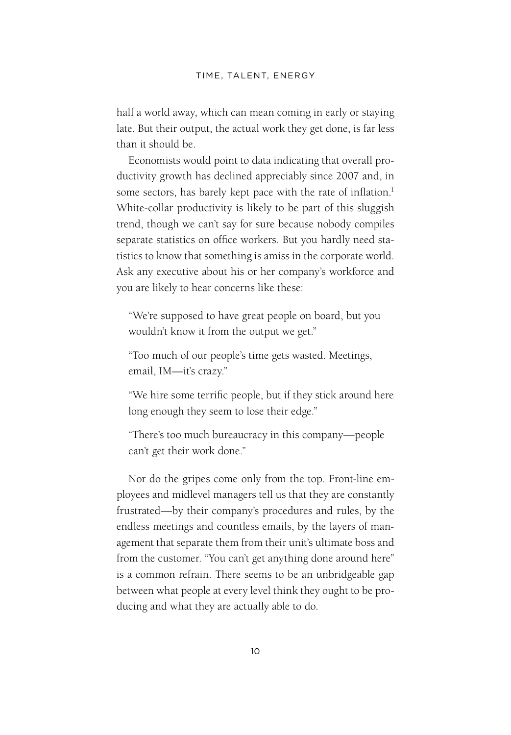half a world away, which can mean coming in early or staying late. But their output, the actual work they get done, is far less than it should be.

Economists would point to data indicating that overall productivity growth has declined appreciably since 2007 and, in some sectors, has barely kept pace with the rate of inflation.[1] White-collar productivity is likely to be part of this sluggish trend, though we can't say for sure because nobody compiles separate statistics on office workers. But you hardly need statistics to know that something is amiss in the corporate world. Ask any executive about his or her company's workforce and you are likely to hear concerns like these:

> "We're supposed to have great people on board, but you wouldn't know it from the output we get."
>
> "Too much of our people's time gets wasted. Meetings, email, IM—it's crazy."
>
> "We hire some terrific people, but if they stick around here long enough they seem to lose their edge."
>
> "There's too much bureaucracy in this company—people can't get their work done."

Nor do the gripes come only from the top. Front-line employees and midlevel managers tell us that they are constantly frustrated—by their company's procedures and rules, by the endless meetings and countless emails, by the layers of management that separate them from their unit's ultimate boss and from the customer. "You can't get anything done around here" is a common refrain. There seems to be an unbridgeable gap between what people at every level think they ought to be producing and what they are actually able to do.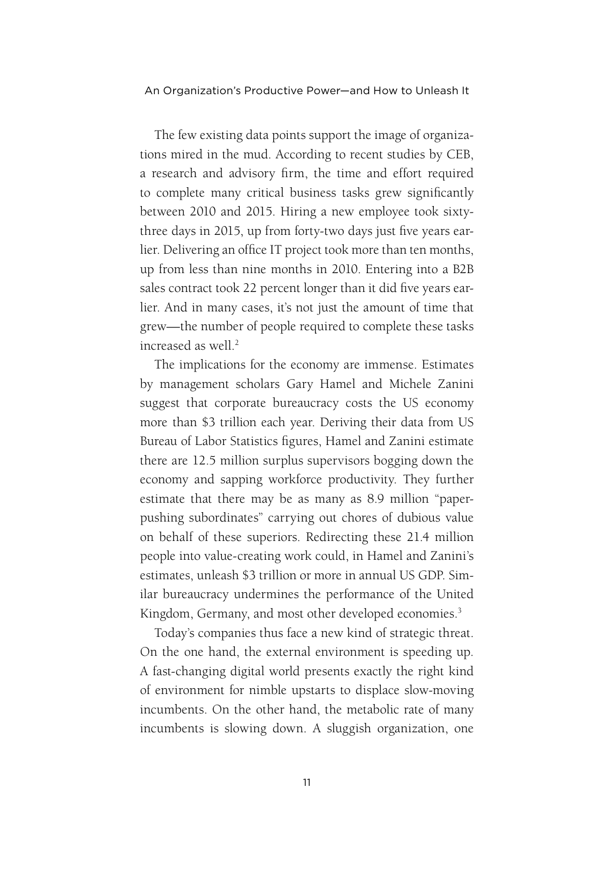The few existing data points support the image of organizations mired in the mud. According to recent studies by CEB, a research and advisory firm, the time and effort required to complete many critical business tasks grew significantly between 2010 and 2015. Hiring a new employee took sixty-three days in 2015, up from forty-two days just five years earlier. Delivering an office IT project took more than ten months, up from less than nine months in 2010. Entering into a B2B sales contract took 22 percent longer than it did five years earlier. And in many cases, it's not just the amount of time that grew—the number of people required to complete these tasks increased as well.[2]

The implications for the economy are immense. Estimates by management scholars Gary Hamel and Michele Zanini suggest that corporate bureaucracy costs the US economy more than $3 trillion each year. Deriving their data from US Bureau of Labor Statistics figures, Hamel and Zanini estimate there are 12.5 million surplus supervisors bogging down the economy and sapping workforce productivity. They further estimate that there may be as many as 8.9 million "paper-pushing subordinates" carrying out chores of dubious value on behalf of these superiors. Redirecting these 21.4 million people into value-creating work could, in Hamel and Zanini's estimates, unleash $3 trillion or more in annual US GDP. Similar bureaucracy undermines the performance of the United Kingdom, Germany, and most other developed economies.[3]

Today's companies thus face a new kind of strategic threat. On the one hand, the external environment is speeding up. A fast-changing digital world presents exactly the right kind of environment for nimble upstarts to displace slow-moving incumbents. On the other hand, the metabolic rate of many incumbents is slowing down. A sluggish organization, one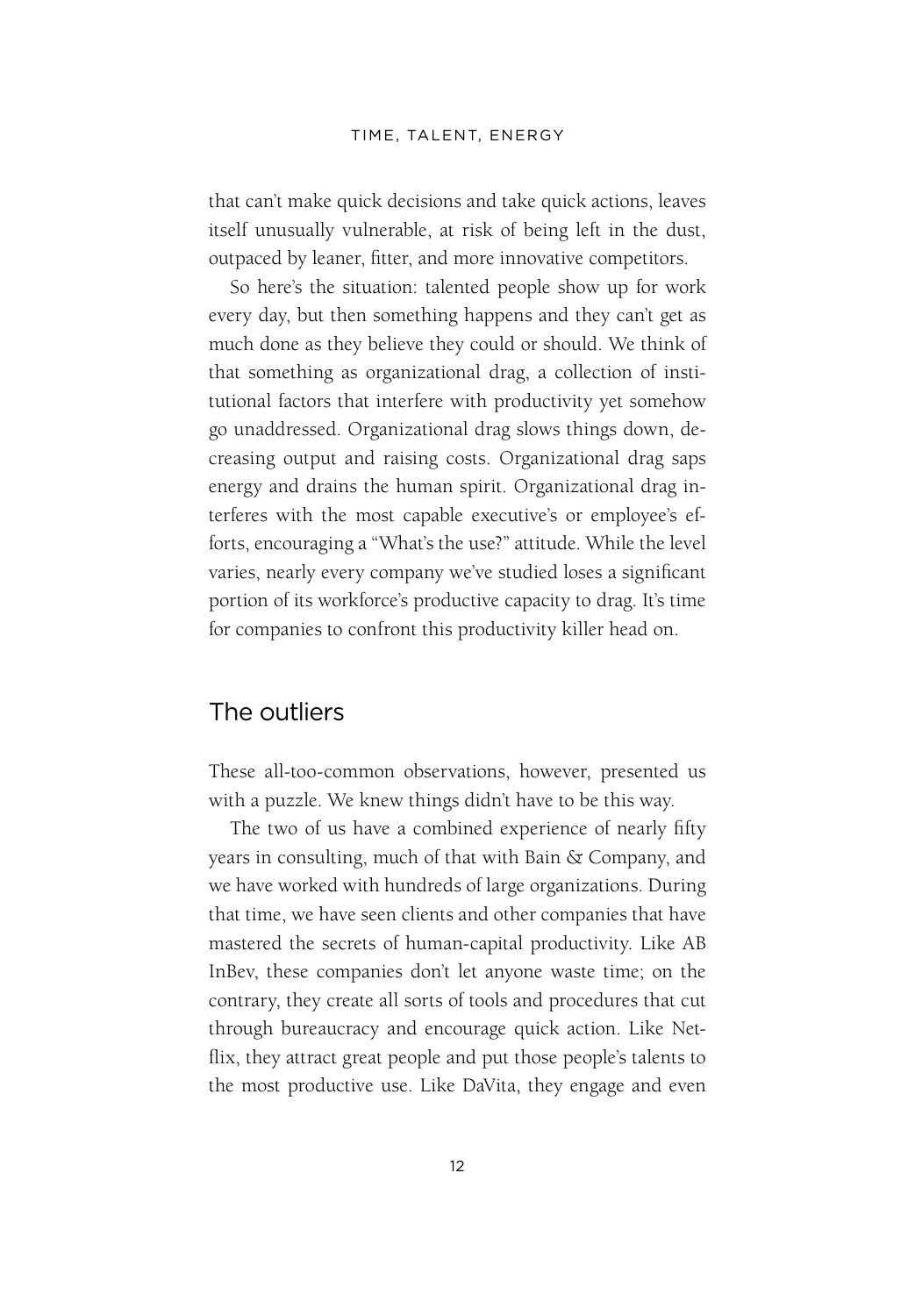that can't make quick decisions and take quick actions, leaves itself unusually vulnerable, at risk of being left in the dust, outpaced by leaner, fitter, and more innovative competitors.

So here's the situation: talented people show up for work every day, but then something happens and they can't get as much done as they believe they could or should. We think of that something as organizational drag, a collection of institutional factors that interfere with productivity yet somehow go unaddressed. Organizational drag slows things down, decreasing output and raising costs. Organizational drag saps energy and drains the human spirit. Organizational drag interferes with the most capable executive's or employee's efforts, encouraging a "What's the use?" attitude. While the level varies, nearly every company we've studied loses a significant portion of its workforce's productive capacity to drag. It's time for companies to confront this productivity killer head on.

## The outliers

These all-too-common observations, however, presented us with a puzzle. We knew things didn't have to be this way.

The two of us have a combined experience of nearly fifty years in consulting, much of that with Bain & Company, and we have worked with hundreds of large organizations. During that time, we have seen clients and other companies that have mastered the secrets of human-capital productivity. Like AB InBev, these companies don't let anyone waste time; on the contrary, they create all sorts of tools and procedures that cut through bureaucracy and encourage quick action. Like Netflix, they attract great people and put those people's talents to the most productive use. Like DaVita, they engage and even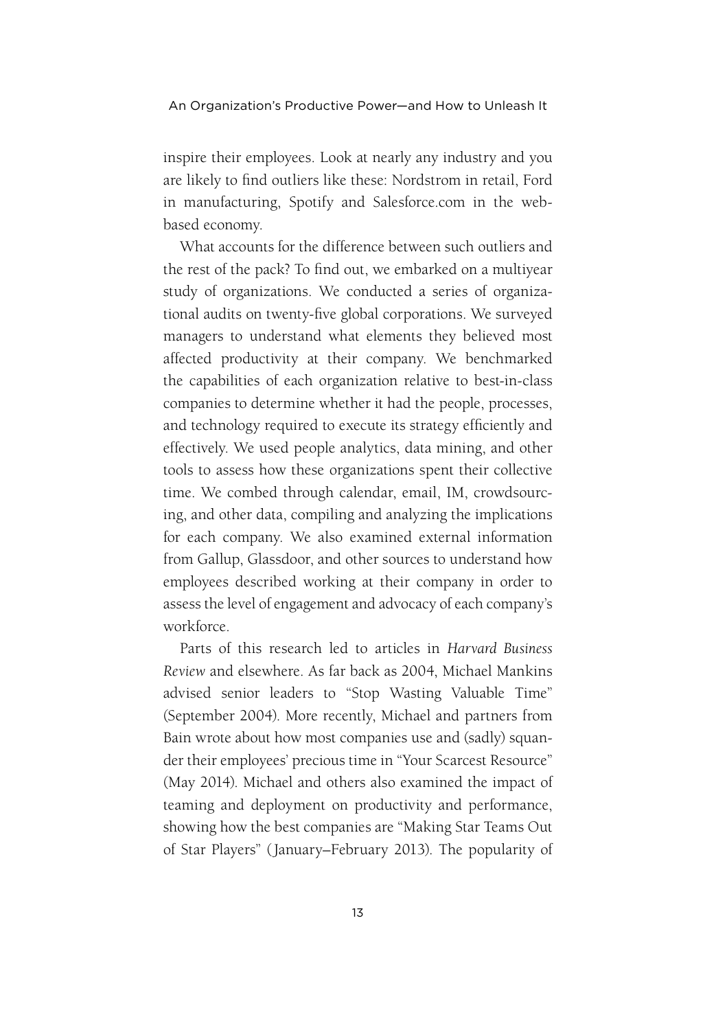inspire their employees. Look at nearly any industry and you are likely to find outliers like these: Nordstrom in retail, Ford in manufacturing, Spotify and Salesforce.com in the web-based economy.

What accounts for the difference between such outliers and the rest of the pack? To find out, we embarked on a multiyear study of organizations. We conducted a series of organizational audits on twenty-five global corporations. We surveyed managers to understand what elements they believed most affected productivity at their company. We benchmarked the capabilities of each organization relative to best-in-class companies to determine whether it had the people, processes, and technology required to execute its strategy efficiently and effectively. We used people analytics, data mining, and other tools to assess how these organizations spent their collective time. We combed through calendar, email, IM, crowdsourcing, and other data, compiling and analyzing the implications for each company. We also examined external information from Gallup, Glassdoor, and other sources to understand how employees described working at their company in order to assess the level of engagement and advocacy of each company's workforce.

Parts of this research led to articles in *Harvard Business Review* and elsewhere. As far back as 2004, Michael Mankins advised senior leaders to "Stop Wasting Valuable Time" (September 2004). More recently, Michael and partners from Bain wrote about how most companies use and (sadly) squander their employees' precious time in "Your Scarcest Resource" (May 2014). Michael and others also examined the impact of teaming and deployment on productivity and performance, showing how the best companies are "Making Star Teams Out of Star Players" (January–February 2013). The popularity of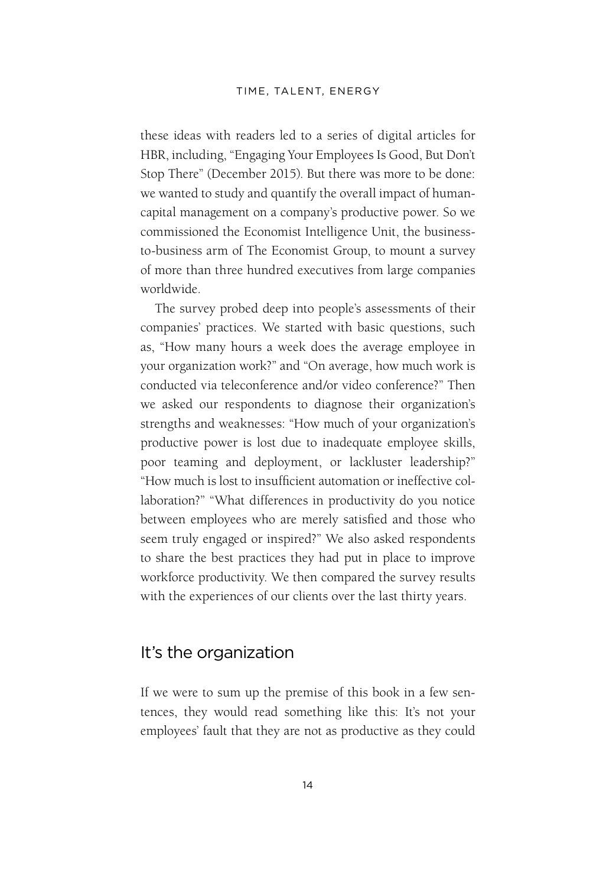these ideas with readers led to a series of digital articles for HBR, including, "Engaging Your Employees Is Good, But Don't Stop There" (December 2015). But there was more to be done: we wanted to study and quantify the overall impact of human-capital management on a company's productive power. So we commissioned the Economist Intelligence Unit, the business-to-business arm of The Economist Group, to mount a survey of more than three hundred executives from large companies worldwide.

The survey probed deep into people's assessments of their companies' practices. We started with basic questions, such as, "How many hours a week does the average employee in your organization work?" and "On average, how much work is conducted via teleconference and/or video conference?" Then we asked our respondents to diagnose their organization's strengths and weaknesses: "How much of your organization's productive power is lost due to inadequate employee skills, poor teaming and deployment, or lackluster leadership?" "How much is lost to insufficient automation or ineffective collaboration?" "What differences in productivity do you notice between employees who are merely satisfied and those who seem truly engaged or inspired?" We also asked respondents to share the best practices they had put in place to improve workforce productivity. We then compared the survey results with the experiences of our clients over the last thirty years.

## It's the organization

If we were to sum up the premise of this book in a few sentences, they would read something like this: It's not your employees' fault that they are not as productive as they could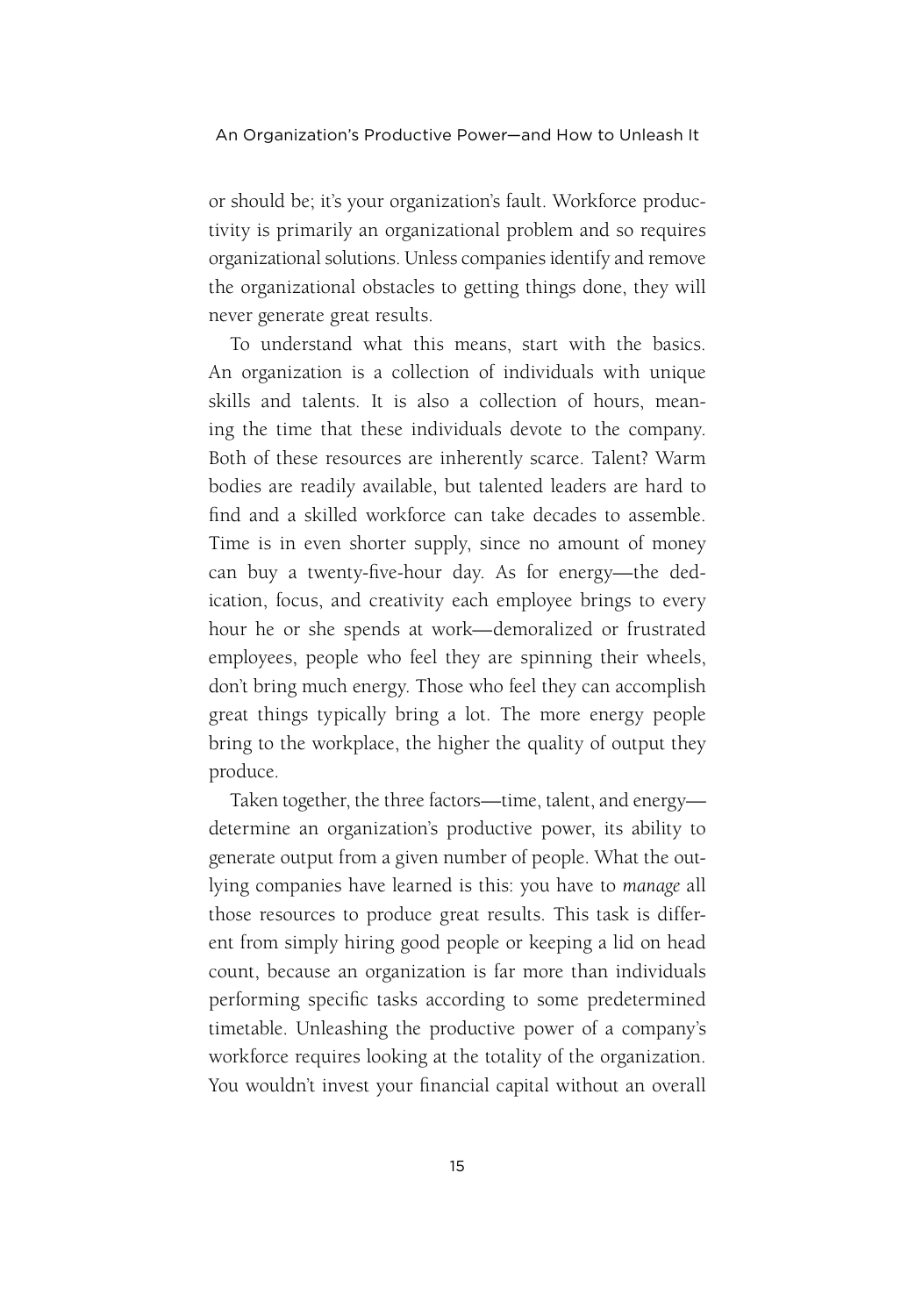or should be; it's your organization's fault. Workforce productivity is primarily an organizational problem and so requires organizational solutions. Unless companies identify and remove the organizational obstacles to getting things done, they will never generate great results.

To understand what this means, start with the basics. An organization is a collection of individuals with unique skills and talents. It is also a collection of hours, meaning the time that these individuals devote to the company. Both of these resources are inherently scarce. Talent? Warm bodies are readily available, but talented leaders are hard to find and a skilled workforce can take decades to assemble. Time is in even shorter supply, since no amount of money can buy a twenty-five-hour day. As for energy—the dedication, focus, and creativity each employee brings to every hour he or she spends at work—demoralized or frustrated employees, people who feel they are spinning their wheels, don't bring much energy. Those who feel they can accomplish great things typically bring a lot. The more energy people bring to the workplace, the higher the quality of output they produce.

Taken together, the three factors—time, talent, and energy—determine an organization's productive power, its ability to generate output from a given number of people. What the outlying companies have learned is this: you have to *manage* all those resources to produce great results. This task is different from simply hiring good people or keeping a lid on head count, because an organization is far more than individuals performing specific tasks according to some predetermined timetable. Unleashing the productive power of a company's workforce requires looking at the totality of the organization. You wouldn't invest your financial capital without an overall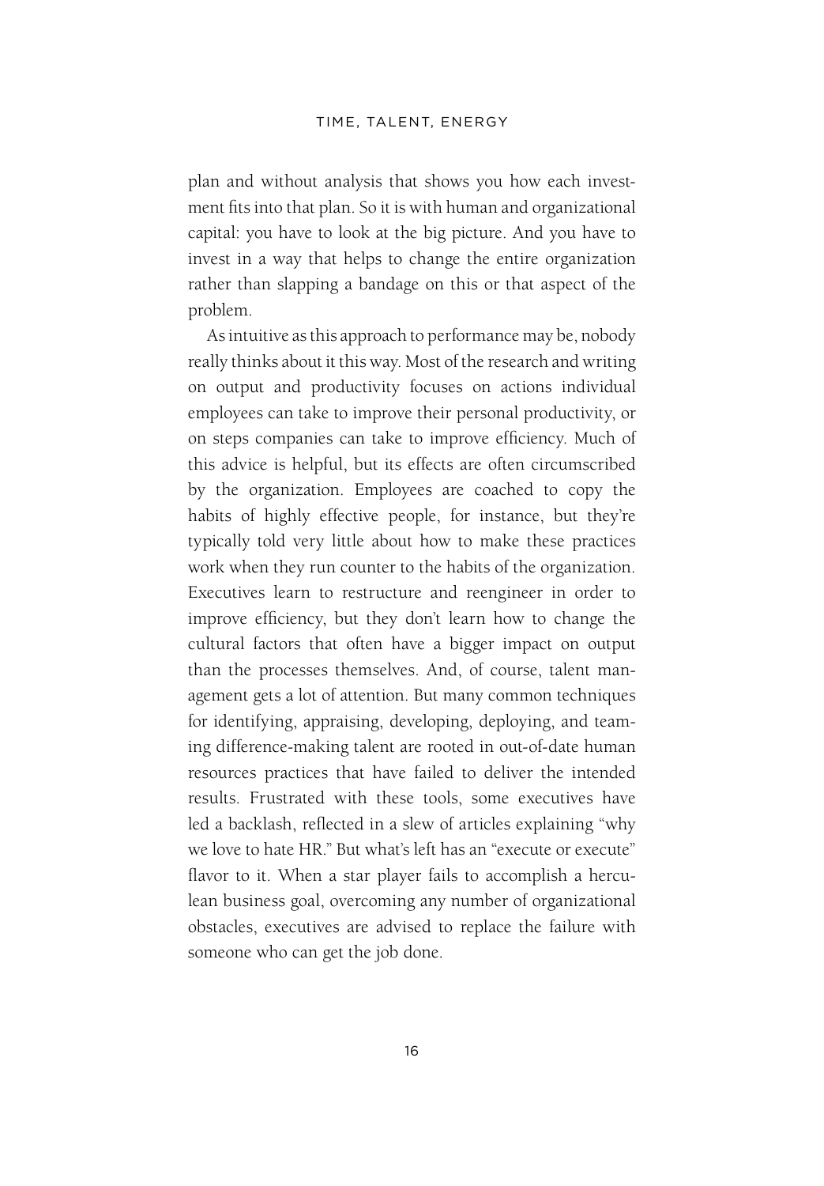plan and without analysis that shows you how each investment fits into that plan. So it is with human and organizational capital: you have to look at the big picture. And you have to invest in a way that helps to change the entire organization rather than slapping a bandage on this or that aspect of the problem.

As intuitive as this approach to performance may be, nobody really thinks about it this way. Most of the research and writing on output and productivity focuses on actions individual employees can take to improve their personal productivity, or on steps companies can take to improve efficiency. Much of this advice is helpful, but its effects are often circumscribed by the organization. Employees are coached to copy the habits of highly effective people, for instance, but they're typically told very little about how to make these practices work when they run counter to the habits of the organization. Executives learn to restructure and reengineer in order to improve efficiency, but they don't learn how to change the cultural factors that often have a bigger impact on output than the processes themselves. And, of course, talent management gets a lot of attention. But many common techniques for identifying, appraising, developing, deploying, and teaming difference-making talent are rooted in out-of-date human resources practices that have failed to deliver the intended results. Frustrated with these tools, some executives have led a backlash, reflected in a slew of articles explaining "why we love to hate HR." But what's left has an "execute or execute" flavor to it. When a star player fails to accomplish a herculean business goal, overcoming any number of organizational obstacles, executives are advised to replace the failure with someone who can get the job done.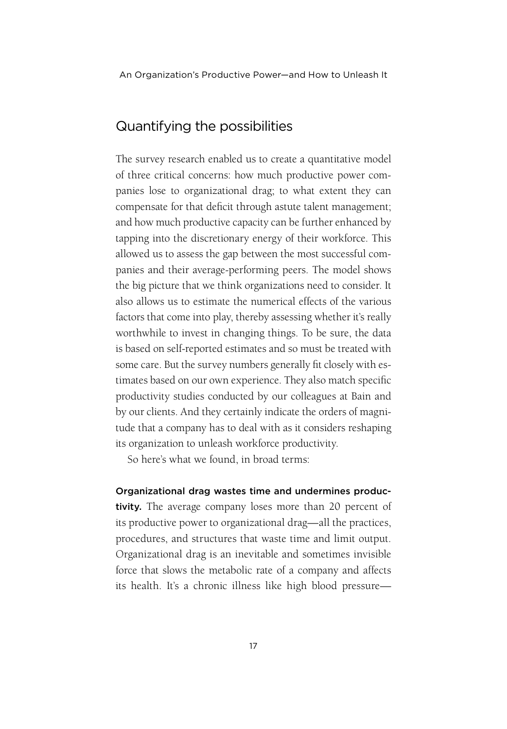## Quantifying the possibilities

The survey research enabled us to create a quantitative model of three critical concerns: how much productive power companies lose to organizational drag; to what extent they can compensate for that deficit through astute talent management; and how much productive capacity can be further enhanced by tapping into the discretionary energy of their workforce. This allowed us to assess the gap between the most successful companies and their average-performing peers. The model shows the big picture that we think organizations need to consider. It also allows us to estimate the numerical effects of the various factors that come into play, thereby assessing whether it's really worthwhile to invest in changing things. To be sure, the data is based on self-reported estimates and so must be treated with some care. But the survey numbers generally fit closely with estimates based on our own experience. They also match specific productivity studies conducted by our colleagues at Bain and by our clients. And they certainly indicate the orders of magnitude that a company has to deal with as it considers reshaping its organization to unleash workforce productivity.

So here's what we found, in broad terms:

**Organizational drag wastes time and undermines productivity.** The average company loses more than 20 percent of its productive power to organizational drag—all the practices, procedures, and structures that waste time and limit output. Organizational drag is an inevitable and sometimes invisible force that slows the metabolic rate of a company and affects its health. It's a chronic illness like high blood pressure—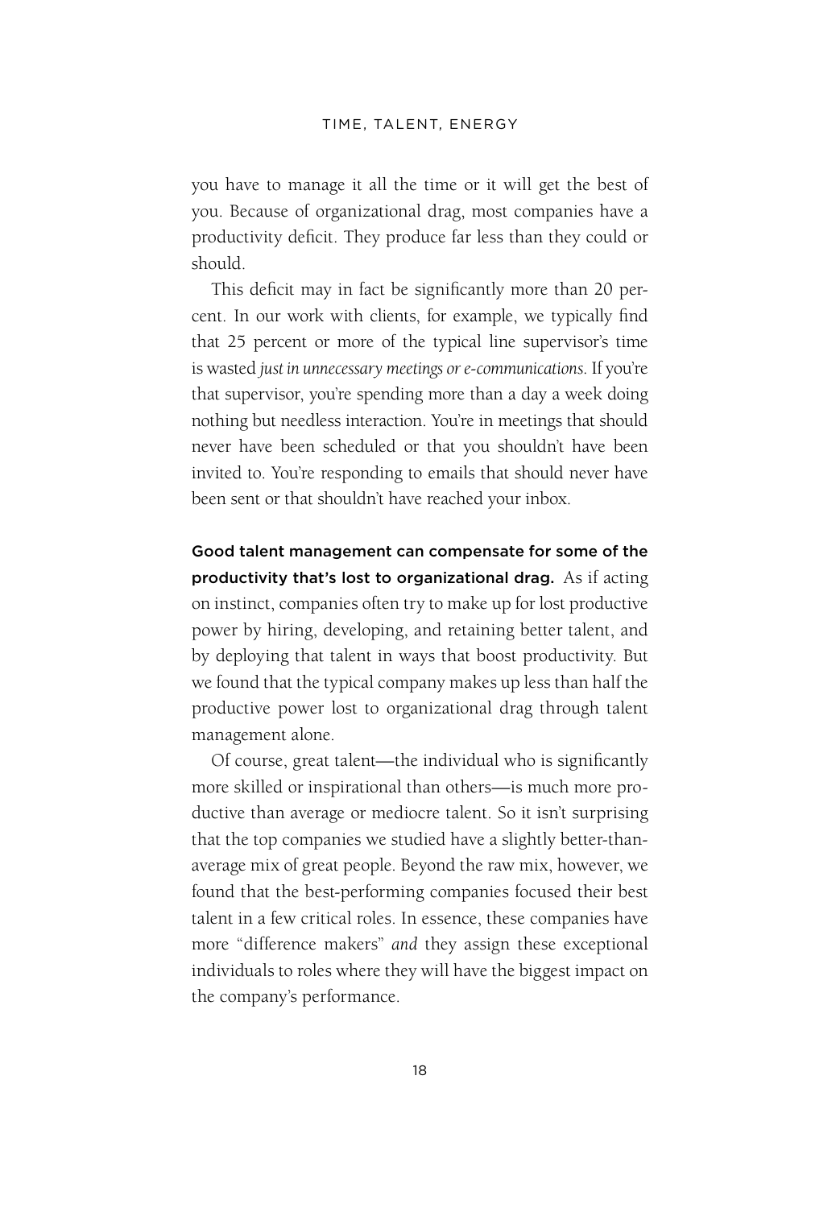you have to manage it all the time or it will get the best of you. Because of organizational drag, most companies have a productivity deficit. They produce far less than they could or should.

This deficit may in fact be significantly more than 20 percent. In our work with clients, for example, we typically find that 25 percent or more of the typical line supervisor's time is wasted *just in unnecessary meetings or e-communications*. If you're that supervisor, you're spending more than a day a week doing nothing but needless interaction. You're in meetings that should never have been scheduled or that you shouldn't have been invited to. You're responding to emails that should never have been sent or that shouldn't have reached your inbox.

**Good talent management can compensate for some of the productivity that's lost to organizational drag.** As if acting on instinct, companies often try to make up for lost productive power by hiring, developing, and retaining better talent, and by deploying that talent in ways that boost productivity. But we found that the typical company makes up less than half the productive power lost to organizational drag through talent management alone.

Of course, great talent—the individual who is significantly more skilled or inspirational than others—is much more productive than average or mediocre talent. So it isn't surprising that the top companies we studied have a slightly better-than-average mix of great people. Beyond the raw mix, however, we found that the best-performing companies focused their best talent in a few critical roles. In essence, these companies have more "difference makers" *and* they assign these exceptional individuals to roles where they will have the biggest impact on the company's performance.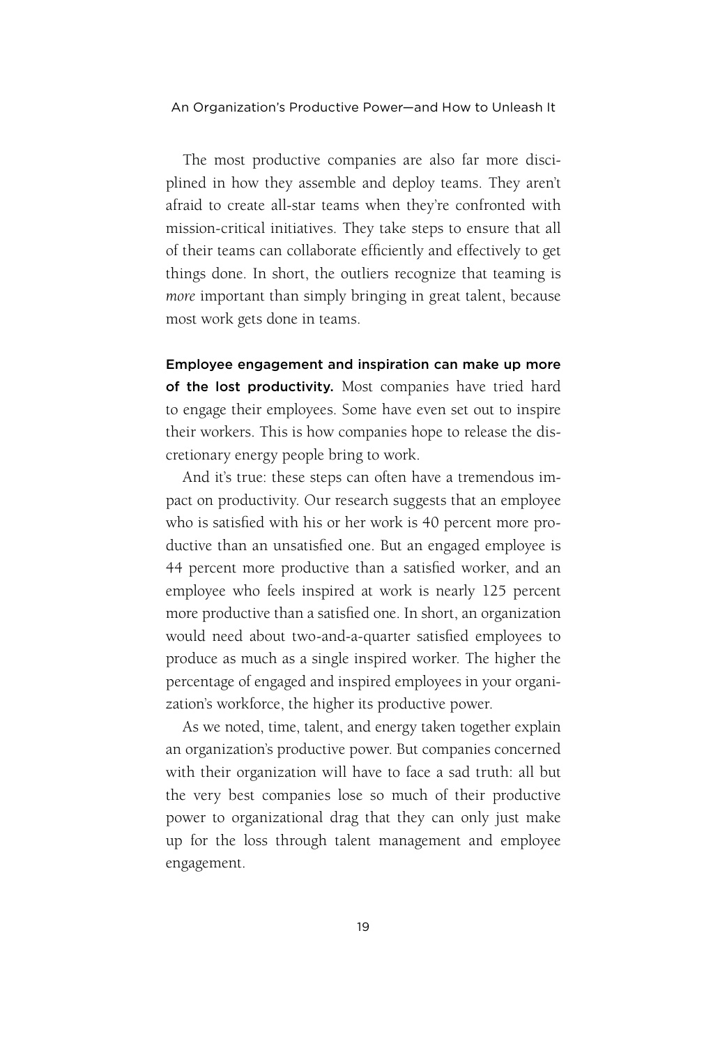The most productive companies are also far more disciplined in how they assemble and deploy teams. They aren't afraid to create all-star teams when they're confronted with mission-critical initiatives. They take steps to ensure that all of their teams can collaborate efficiently and effectively to get things done. In short, the outliers recognize that teaming is *more* important than simply bringing in great talent, because most work gets done in teams.

**Employee engagement and inspiration can make up more of the lost productivity.** Most companies have tried hard to engage their employees. Some have even set out to inspire their workers. This is how companies hope to release the discretionary energy people bring to work.

And it's true: these steps can often have a tremendous impact on productivity. Our research suggests that an employee who is satisfied with his or her work is 40 percent more productive than an unsatisfied one. But an engaged employee is 44 percent more productive than a satisfied worker, and an employee who feels inspired at work is nearly 125 percent more productive than a satisfied one. In short, an organization would need about two-and-a-quarter satisfied employees to produce as much as a single inspired worker. The higher the percentage of engaged and inspired employees in your organization's workforce, the higher its productive power.

As we noted, time, talent, and energy taken together explain an organization's productive power. But companies concerned with their organization will have to face a sad truth: all but the very best companies lose so much of their productive power to organizational drag that they can only just make up for the loss through talent management and employee engagement.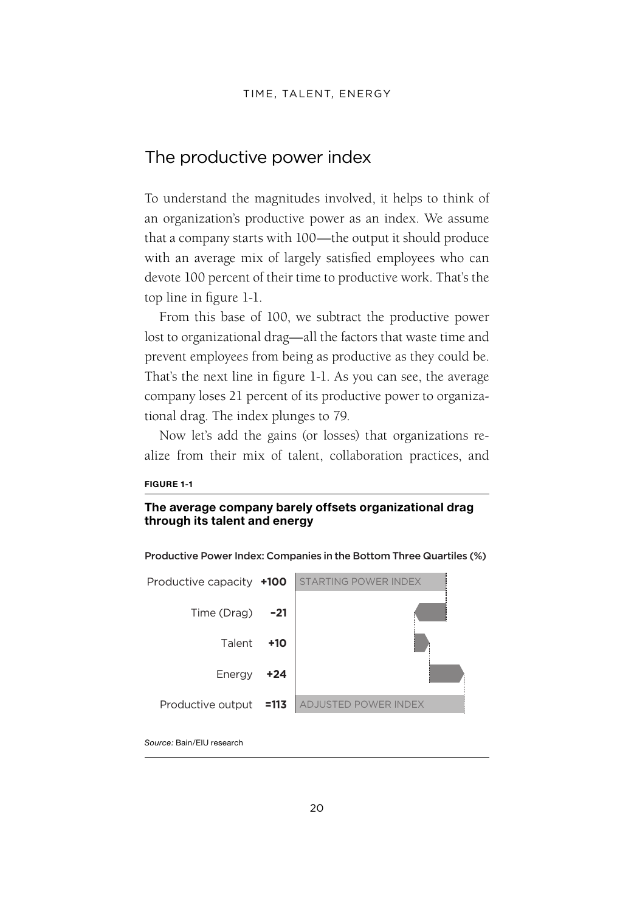## The productive power index

To understand the magnitudes involved, it helps to think of an organization's productive power as an index. We assume that a company starts with 100—the output it should produce with an average mix of largely satisfied employees who can devote 100 percent of their time to productive work. That's the top line in figure 1-1.

From this base of 100, we subtract the productive power lost to organizational drag—all the factors that waste time and prevent employees from being as productive as they could be. That's the next line in figure 1-1. As you can see, the average company loses 21 percent of its productive power to organizational drag. The index plunges to 79.

Now let's add the gains (or losses) that organizations realize from their mix of talent, collaboration practices, and

**FIGURE 1-1**

**The average company barely offsets organizational drag through its talent and energy**

Productive Power Index: Companies in the Bottom Three Quartiles (%)

| | | |
|---|---|---|
| Productive capacity | **+100** | STARTING POWER INDEX |
| Time (Drag) | **–21** | |
| Talent | **+10** | |
| Energy | **+24** | |
| Productive output | **=113** | ADJUSTED POWER INDEX |

*Source:* Bain/EIU research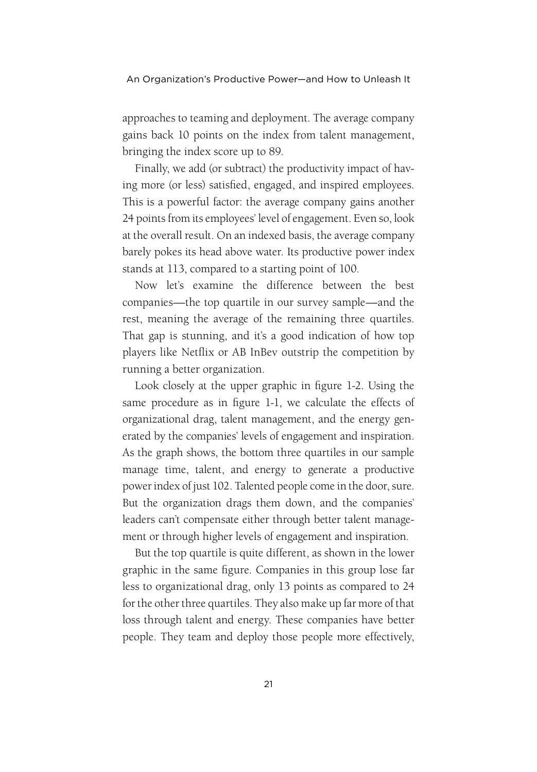approaches to teaming and deployment. The average company gains back 10 points on the index from talent management, bringing the index score up to 89.

Finally, we add (or subtract) the productivity impact of having more (or less) satisfied, engaged, and inspired employees. This is a powerful factor: the average company gains another 24 points from its employees' level of engagement. Even so, look at the overall result. On an indexed basis, the average company barely pokes its head above water. Its productive power index stands at 113, compared to a starting point of 100.

Now let's examine the difference between the best companies—the top quartile in our survey sample—and the rest, meaning the average of the remaining three quartiles. That gap is stunning, and it's a good indication of how top players like Netflix or AB InBev outstrip the competition by running a better organization.

Look closely at the upper graphic in figure 1-2. Using the same procedure as in figure 1-1, we calculate the effects of organizational drag, talent management, and the energy generated by the companies' levels of engagement and inspiration. As the graph shows, the bottom three quartiles in our sample manage time, talent, and energy to generate a productive power index of just 102. Talented people come in the door, sure. But the organization drags them down, and the companies' leaders can't compensate either through better talent management or through higher levels of engagement and inspiration.

But the top quartile is quite different, as shown in the lower graphic in the same figure. Companies in this group lose far less to organizational drag, only 13 points as compared to 24 for the other three quartiles. They also make up far more of that loss through talent and energy. These companies have better people. They team and deploy those people more effectively,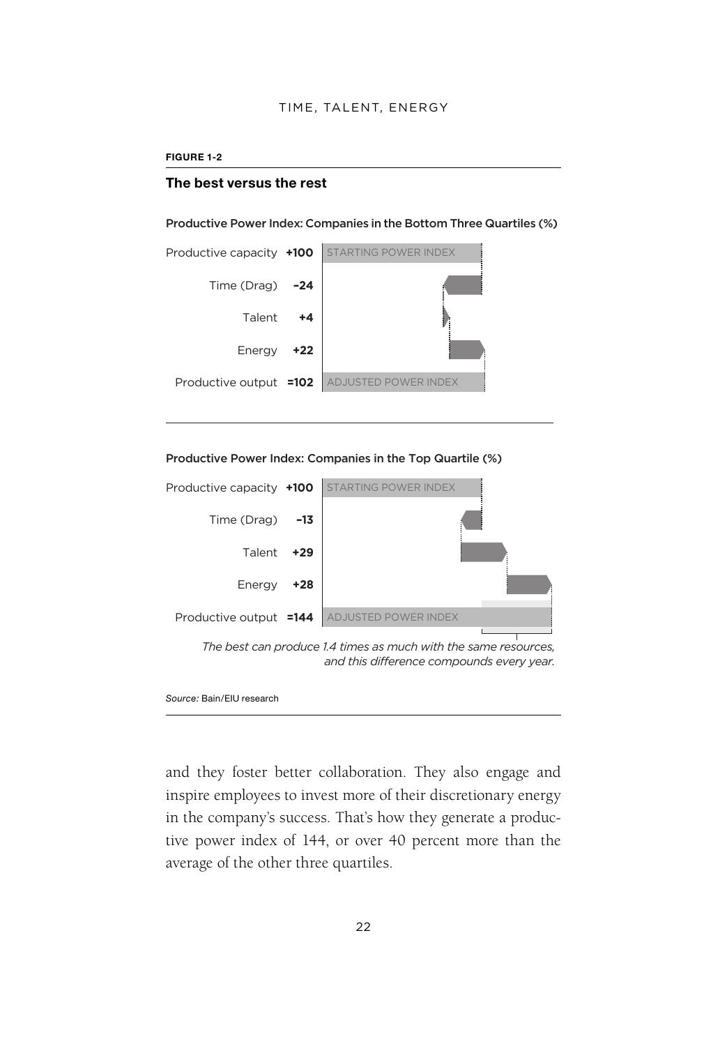**FIGURE 1-2**

## The best versus the rest

**Productive Power Index: Companies in the Bottom Three Quartiles (%)**

| | | |
|---|---|---|
| Productive capacity | **+100** | STARTING POWER INDEX |
| Time (Drag) | **–24** | |
| Talent | **+4** | |
| Energy | **+22** | |
| Productive output | **=102** | ADJUSTED POWER INDEX |

**Productive Power Index: Companies in the Top Quartile (%)**

| | | |
|---|---|---|
| Productive capacity | **+100** | STARTING POWER INDEX |
| Time (Drag) | **–13** | |
| Talent | **+29** | |
| Energy | **+28** | |
| Productive output | **=144** | ADJUSTED POWER INDEX |

*The best can produce 1.4 times as much with the same resources, and this difference compounds every year.*

*Source:* Bain/EIU research

and they foster better collaboration. They also engage and inspire employees to invest more of their discretionary energy in the company's success. That's how they generate a productive power index of 144, or over 40 percent more than the average of the other three quartiles.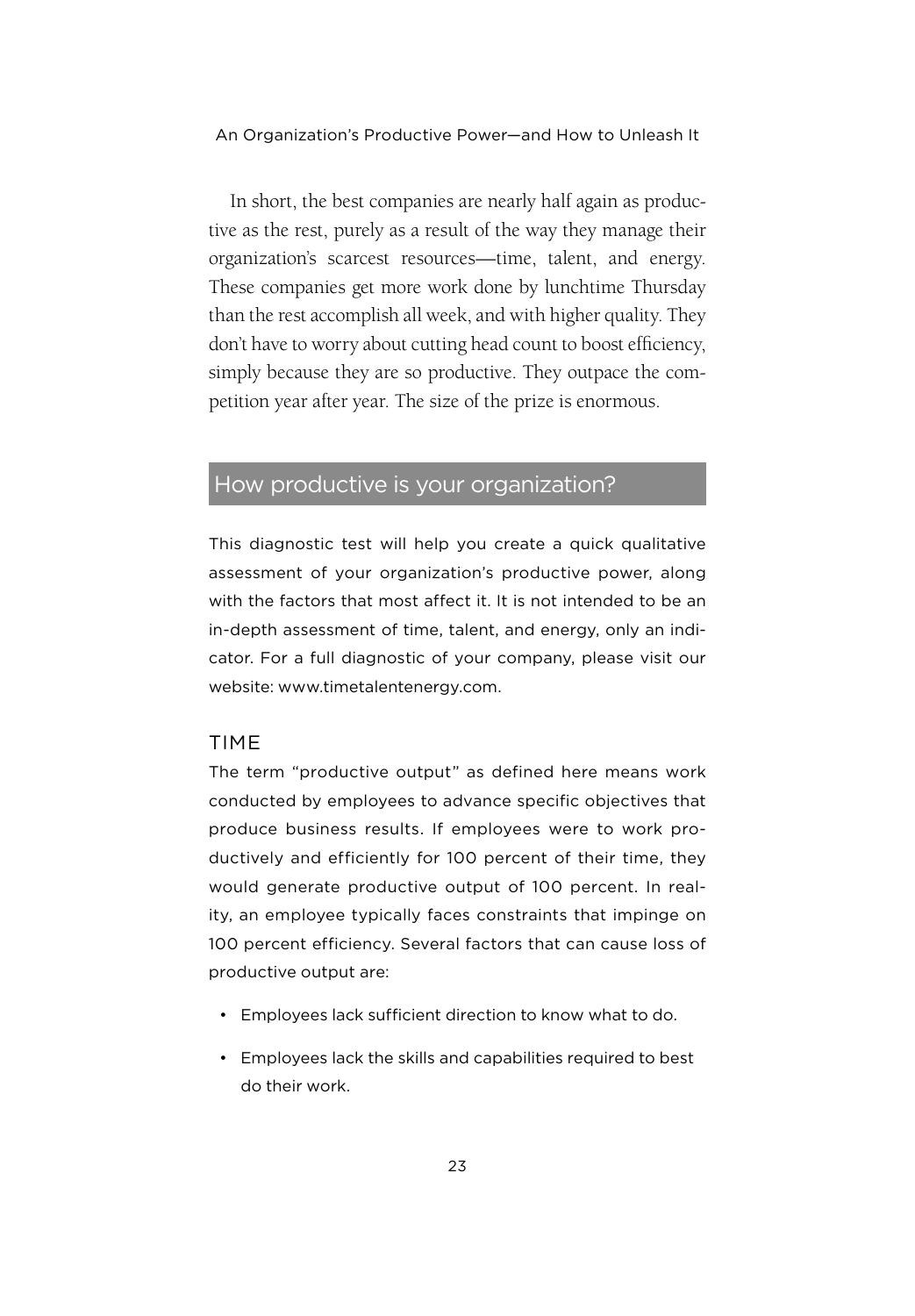In short, the best companies are nearly half again as productive as the rest, purely as a result of the way they manage their organization's scarcest resources—time, talent, and energy. These companies get more work done by lunchtime Thursday than the rest accomplish all week, and with higher quality. They don't have to worry about cutting head count to boost efficiency, simply because they are so productive. They outpace the competition year after year. The size of the prize is enormous.

## How productive is your organization?

This diagnostic test will help you create a quick qualitative assessment of your organization's productive power, along with the factors that most affect it. It is not intended to be an in-depth assessment of time, talent, and energy, only an indicator. For a full diagnostic of your company, please visit our website: www.timetalentenergy.com.

### TIME

The term "productive output" as defined here means work conducted by employees to advance specific objectives that produce business results. If employees were to work productively and efficiently for 100 percent of their time, they would generate productive output of 100 percent. In reality, an employee typically faces constraints that impinge on 100 percent efficiency. Several factors that can cause loss of productive output are:

- Employees lack sufficient direction to know what to do.
- Employees lack the skills and capabilities required to best do their work.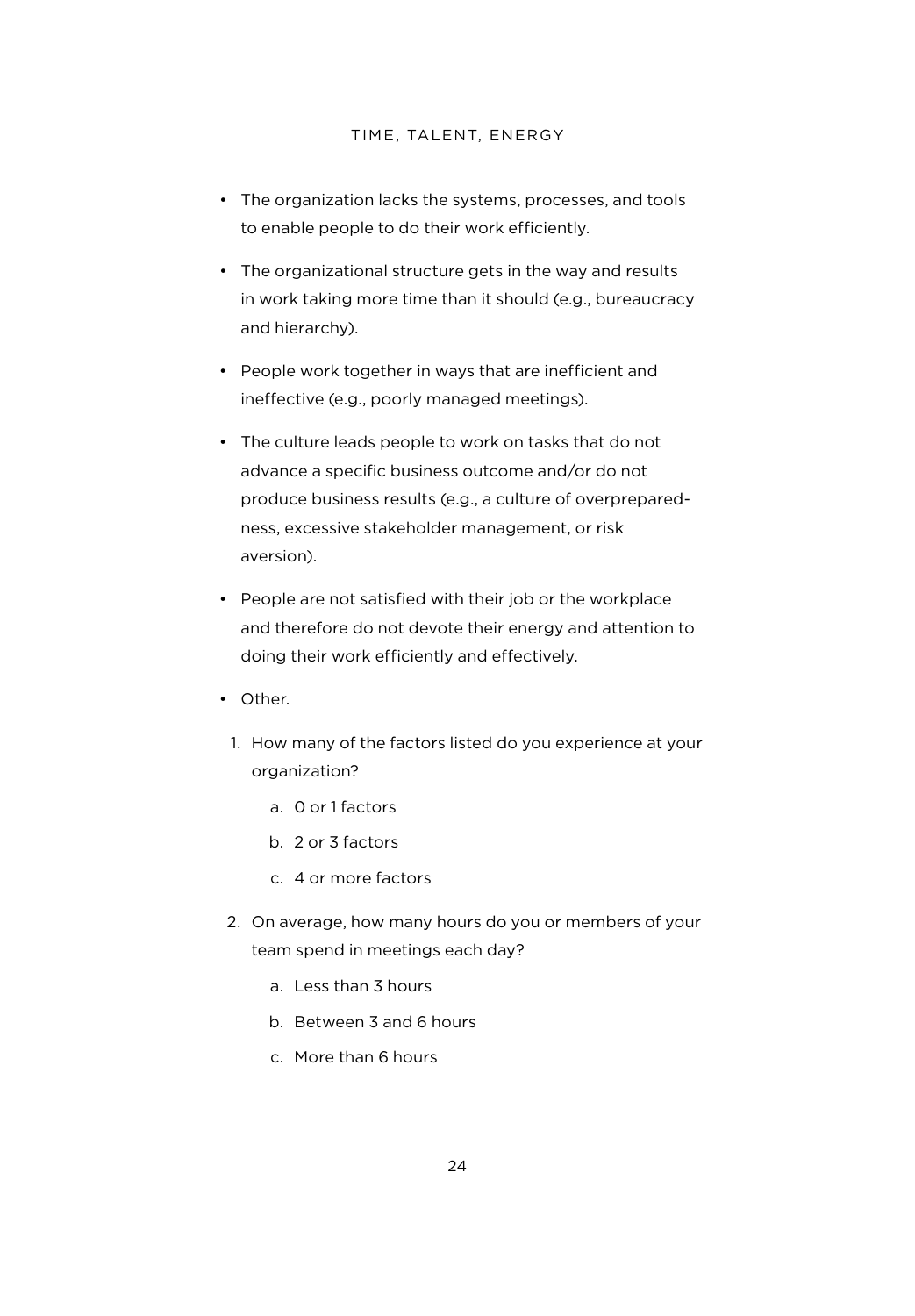- The organization lacks the systems, processes, and tools to enable people to do their work efficiently.
- The organizational structure gets in the way and results in work taking more time than it should (e.g., bureaucracy and hierarchy).
- People work together in ways that are inefficient and ineffective (e.g., poorly managed meetings).
- The culture leads people to work on tasks that do not advance a specific business outcome and/or do not produce business results (e.g., a culture of overpreparedness, excessive stakeholder management, or risk aversion).
- People are not satisfied with their job or the workplace and therefore do not devote their energy and attention to doing their work efficiently and effectively.
- Other.

1. How many of the factors listed do you experience at your organization?
    a. 0 or 1 factors
    b. 2 or 3 factors
    c. 4 or more factors
2. On average, how many hours do you or members of your team spend in meetings each day?
    a. Less than 3 hours
    b. Between 3 and 6 hours
    c. More than 6 hours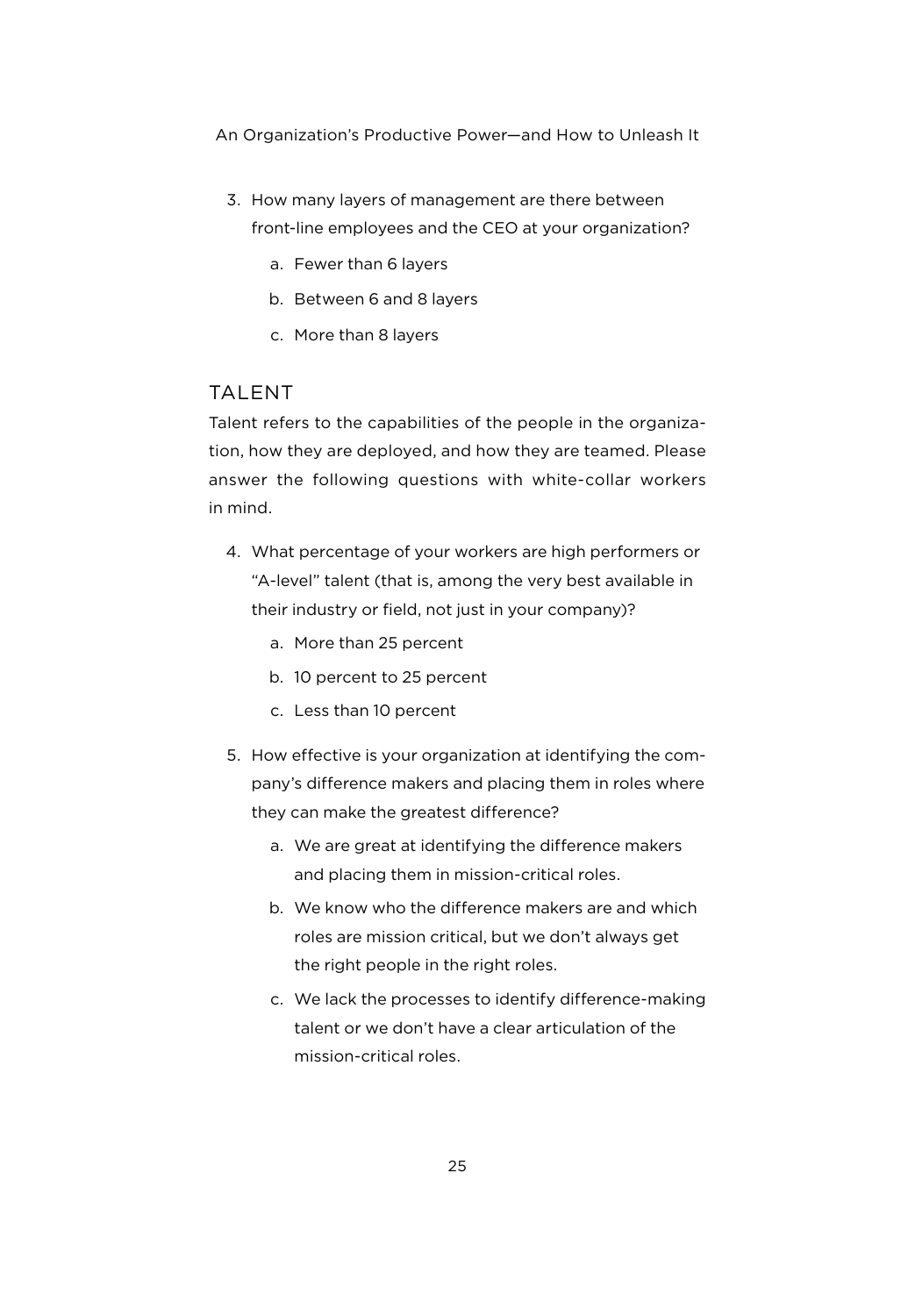3. How many layers of management are there between front-line employees and the CEO at your organization?
   a. Fewer than 6 layers
   b. Between 6 and 8 layers
   c. More than 8 layers

## TALENT

Talent refers to the capabilities of the people in the organization, how they are deployed, and how they are teamed. Please answer the following questions with white-collar workers in mind.

4. What percentage of your workers are high performers or "A-level" talent (that is, among the very best available in their industry or field, not just in your company)?
   a. More than 25 percent
   b. 10 percent to 25 percent
   c. Less than 10 percent

5. How effective is your organization at identifying the company's difference makers and placing them in roles where they can make the greatest difference?
   a. We are great at identifying the difference makers and placing them in mission-critical roles.
   b. We know who the difference makers are and which roles are mission critical, but we don't always get the right people in the right roles.
   c. We lack the processes to identify difference-making talent or we don't have a clear articulation of the mission-critical roles.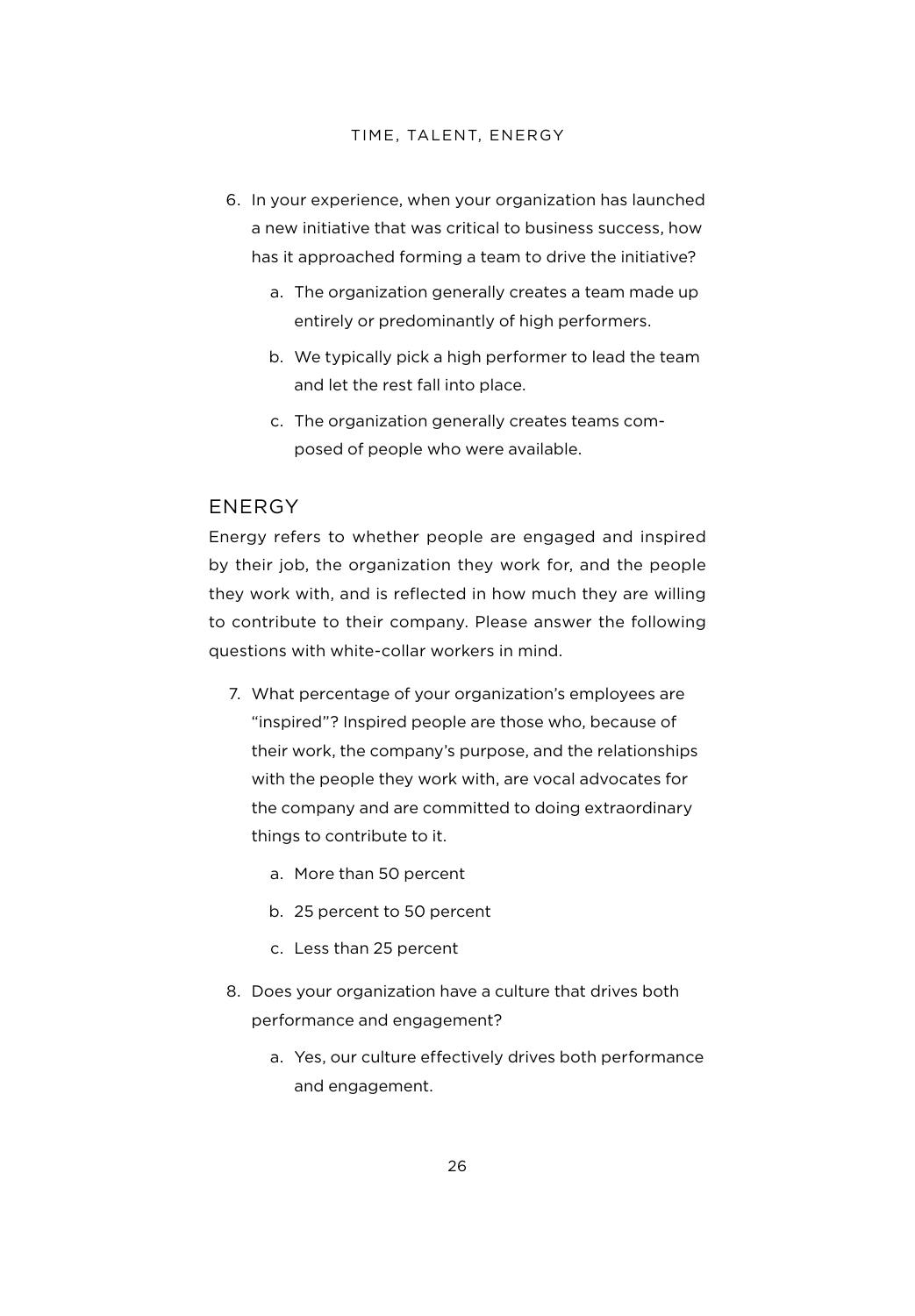6. In your experience, when your organization has launched a new initiative that was critical to business success, how has it approached forming a team to drive the initiative?

    a. The organization generally creates a team made up entirely or predominantly of high performers.

    b. We typically pick a high performer to lead the team and let the rest fall into place.

    c. The organization generally creates teams composed of people who were available.

## ENERGY

Energy refers to whether people are engaged and inspired by their job, the organization they work for, and the people they work with, and is reflected in how much they are willing to contribute to their company. Please answer the following questions with white-collar workers in mind.

7. What percentage of your organization's employees are "inspired"? Inspired people are those who, because of their work, the company's purpose, and the relationships with the people they work with, are vocal advocates for the company and are committed to doing extraordinary things to contribute to it.

    a. More than 50 percent

    b. 25 percent to 50 percent

    c. Less than 25 percent

8. Does your organization have a culture that drives both performance and engagement?

    a. Yes, our culture effectively drives both performance and engagement.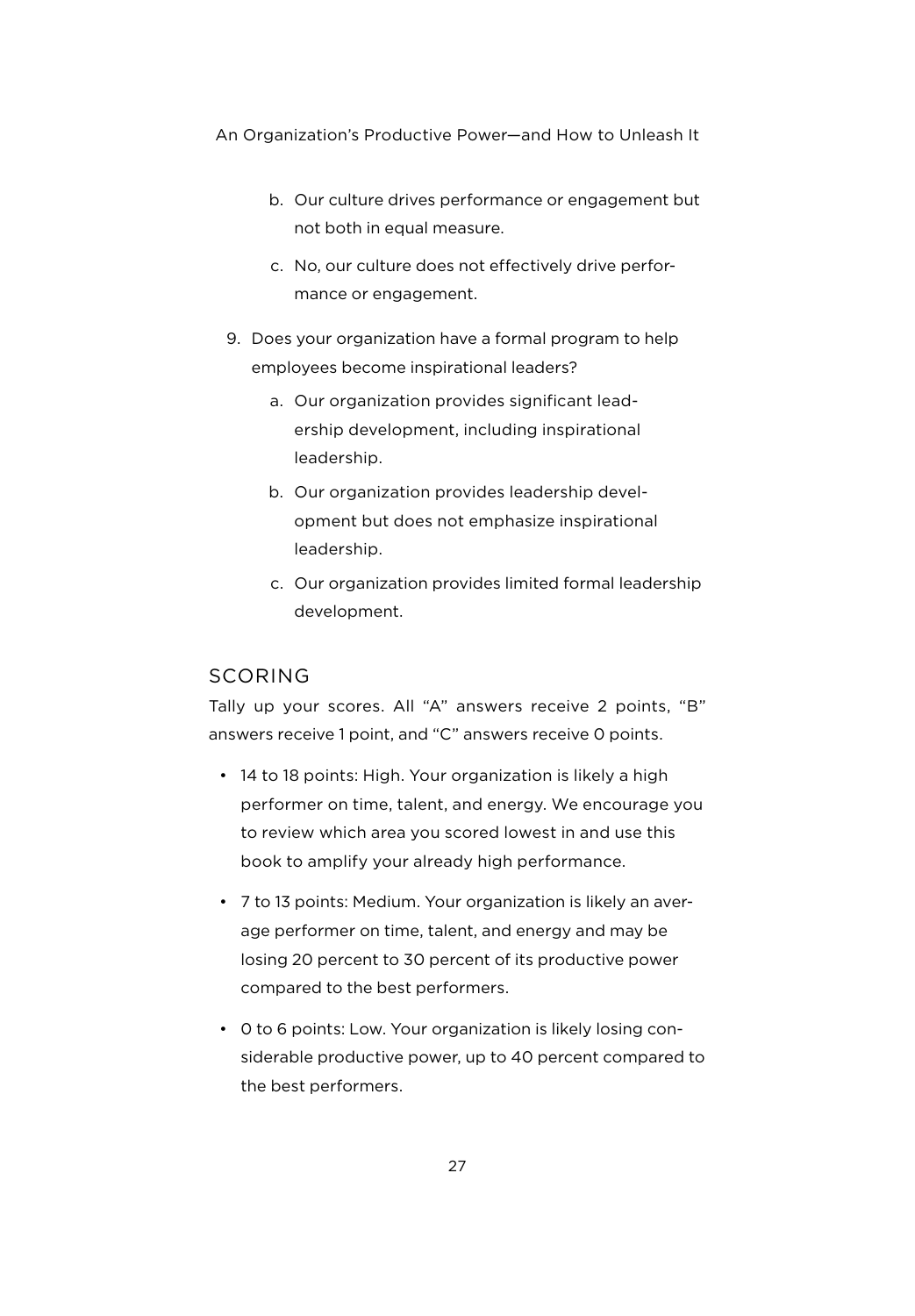b. Our culture drives performance or engagement but not both in equal measure.

c. No, our culture does not effectively drive performance or engagement.

9. Does your organization have a formal program to help employees become inspirational leaders?

   a. Our organization provides significant leadership development, including inspirational leadership.

   b. Our organization provides leadership development but does not emphasize inspirational leadership.

   c. Our organization provides limited formal leadership development.

## SCORING

Tally up your scores. All "A" answers receive 2 points, "B" answers receive 1 point, and "C" answers receive 0 points.

- 14 to 18 points: High. Your organization is likely a high performer on time, talent, and energy. We encourage you to review which area you scored lowest in and use this book to amplify your already high performance.
- 7 to 13 points: Medium. Your organization is likely an average performer on time, talent, and energy and may be losing 20 percent to 30 percent of its productive power compared to the best performers.
- 0 to 6 points: Low. Your organization is likely losing considerable productive power, up to 40 percent compared to the best performers.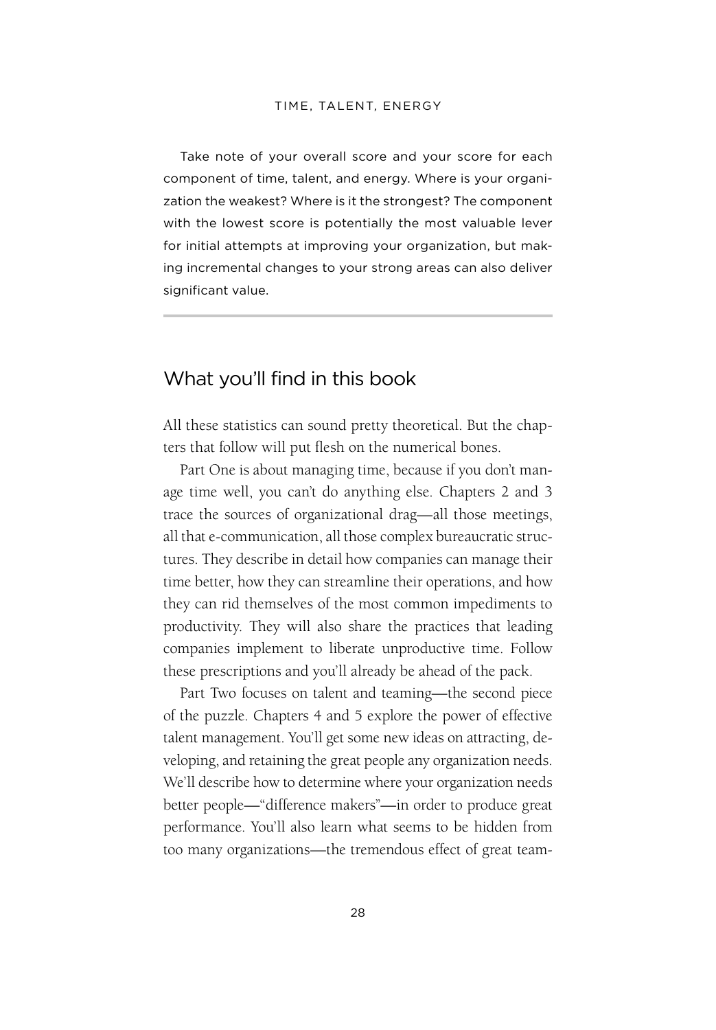Take note of your overall score and your score for each component of time, talent, and energy. Where is your organization the weakest? Where is it the strongest? The component with the lowest score is potentially the most valuable lever for initial attempts at improving your organization, but making incremental changes to your strong areas can also deliver significant value.

## What you'll find in this book

All these statistics can sound pretty theoretical. But the chapters that follow will put flesh on the numerical bones.

Part One is about managing time, because if you don't manage time well, you can't do anything else. Chapters 2 and 3 trace the sources of organizational drag—all those meetings, all that e-communication, all those complex bureaucratic structures. They describe in detail how companies can manage their time better, how they can streamline their operations, and how they can rid themselves of the most common impediments to productivity. They will also share the practices that leading companies implement to liberate unproductive time. Follow these prescriptions and you'll already be ahead of the pack.

Part Two focuses on talent and teaming—the second piece of the puzzle. Chapters 4 and 5 explore the power of effective talent management. You'll get some new ideas on attracting, developing, and retaining the great people any organization needs. We'll describe how to determine where your organization needs better people—"difference makers"—in order to produce great performance. You'll also learn what seems to be hidden from too many organizations—the tremendous effect of great team-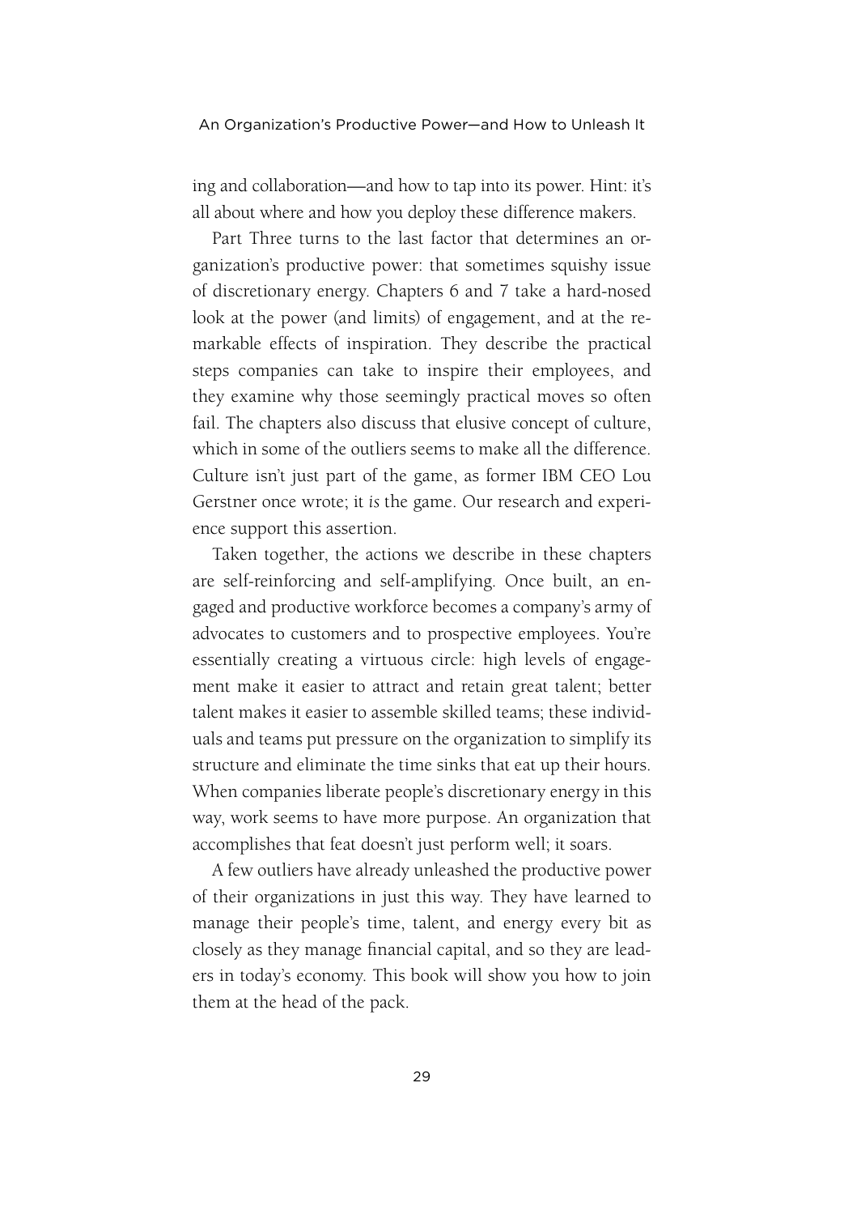ing and collaboration—and how to tap into its power. Hint: it's all about where and how you deploy these difference makers.

Part Three turns to the last factor that determines an organization's productive power: that sometimes squishy issue of discretionary energy. Chapters 6 and 7 take a hard-nosed look at the power (and limits) of engagement, and at the remarkable effects of inspiration. They describe the practical steps companies can take to inspire their employees, and they examine why those seemingly practical moves so often fail. The chapters also discuss that elusive concept of culture, which in some of the outliers seems to make all the difference. Culture isn't just part of the game, as former IBM CEO Lou Gerstner once wrote; it *is* the game. Our research and experience support this assertion.

Taken together, the actions we describe in these chapters are self-reinforcing and self-amplifying. Once built, an engaged and productive workforce becomes a company's army of advocates to customers and to prospective employees. You're essentially creating a virtuous circle: high levels of engagement make it easier to attract and retain great talent; better talent makes it easier to assemble skilled teams; these individuals and teams put pressure on the organization to simplify its structure and eliminate the time sinks that eat up their hours. When companies liberate people's discretionary energy in this way, work seems to have more purpose. An organization that accomplishes that feat doesn't just perform well; it soars.

A few outliers have already unleashed the productive power of their organizations in just this way. They have learned to manage their people's time, talent, and energy every bit as closely as they manage financial capital, and so they are leaders in today's economy. This book will show you how to join them at the head of the pack.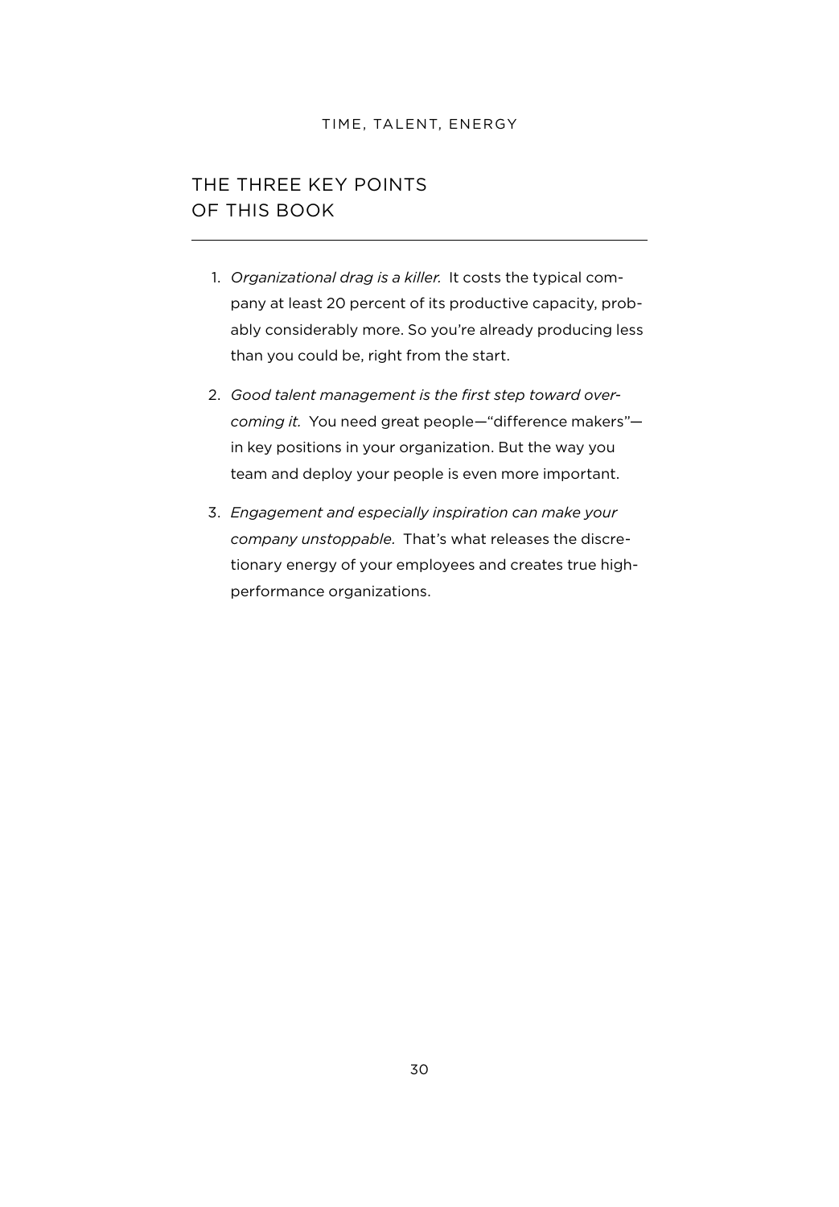## THE THREE KEY POINTS OF THIS BOOK

1. *Organizational drag is a killer.* It costs the typical company at least 20 percent of its productive capacity, probably considerably more. So you're already producing less than you could be, right from the start.

2. *Good talent management is the first step toward overcoming it.* You need great people—"difference makers"—in key positions in your organization. But the way you team and deploy your people is even more important.

3. *Engagement and especially inspiration can make your company unstoppable.* That's what releases the discretionary energy of your employees and creates true high-performance organizations.